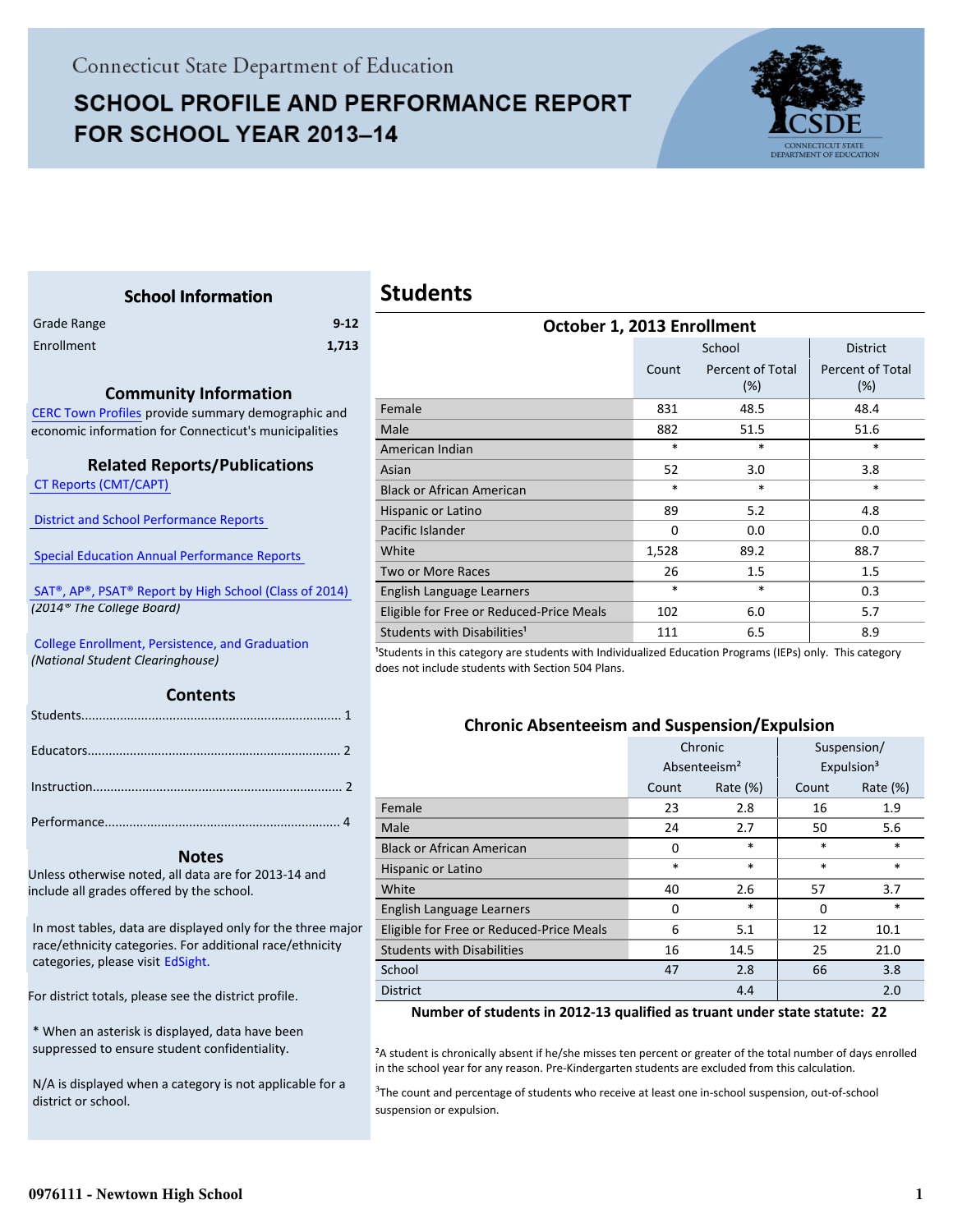# Connecticut State Department of Education

# SCHOOL PROFILE AND PERFORMANCE REPORT FOR SCHOOL YEAR 2013–14

## School Information

| | |
|---|---|
| Grade Range | 9-12 |
| Enrollment | 1,713 |

## Community Information

CERC Town Profiles provide summary demographic and economic information for Connecticut's municipalities

## Related Reports/Publications

CT Reports (CMT/CAPT)

District and School Performance Reports

Special Education Annual Performance Reports

SAT®, AP®, PSAT® Report by High School (Class of 2014)
*(2014® The College Board)*

College Enrollment, Persistence, and Graduation
*(National Student Clearinghouse)*

## Contents

Students........................................................................ 1

Educators...................................................................... 2

Instruction..................................................................... 2

Performance.................................................................. 4

## Notes

Unless otherwise noted, all data are for 2013-14 and include all grades offered by the school.

In most tables, data are displayed only for the three major race/ethnicity categories. For additional race/ethnicity categories, please visit EdSight.

For district totals, please see the district profile.

* When an asterisk is displayed, data have been suppressed to ensure student confidentiality.

N/A is displayed when a category is not applicable for a district or school.

# Students

### October 1, 2013 Enrollment

| | School | | District |
|---|---|---|---|
| | Count | Percent of Total (%) | Percent of Total (%) |
| Female | 831 | 48.5 | 48.4 |
| Male | 882 | 51.5 | 51.6 |
| American Indian | * | * | * |
| Asian | 52 | 3.0 | 3.8 |
| Black or African American | * | * | * |
| Hispanic or Latino | 89 | 5.2 | 4.8 |
| Pacific Islander | 0 | 0.0 | 0.0 |
| White | 1,528 | 89.2 | 88.7 |
| Two or More Races | 26 | 1.5 | 1.5 |
| English Language Learners | * | * | 0.3 |
| Eligible for Free or Reduced-Price Meals | 102 | 6.0 | 5.7 |
| Students with Disabilities[1] | 111 | 6.5 | 8.9 |

[1]Students in this category are students with Individualized Education Programs (IEPs) only. This category does not include students with Section 504 Plans.

### Chronic Absenteeism and Suspension/Expulsion

| | Chronic Absenteeism[2] | | Suspension/ Expulsion[3] | |
|---|---|---|---|---|
| | Count | Rate (%) | Count | Rate (%) |
| Female | 23 | 2.8 | 16 | 1.9 |
| Male | 24 | 2.7 | 50 | 5.6 |
| Black or African American | 0 | * | * | * |
| Hispanic or Latino | * | * | * | * |
| White | 40 | 2.6 | 57 | 3.7 |
| English Language Learners | 0 | * | 0 | * |
| Eligible for Free or Reduced-Price Meals | 6 | 5.1 | 12 | 10.1 |
| Students with Disabilities | 16 | 14.5 | 25 | 21.0 |
| School | 47 | 2.8 | 66 | 3.8 |
| District | | 4.4 | | 2.0 |

**Number of students in 2012-13 qualified as truant under state statute: 22**

[2]A student is chronically absent if he/she misses ten percent or greater of the total number of days enrolled in the school year for any reason. Pre-Kindergarten students are excluded from this calculation.

[3]The count and percentage of students who receive at least one in-school suspension, out-of-school suspension or expulsion.

0976111 - Newtown High School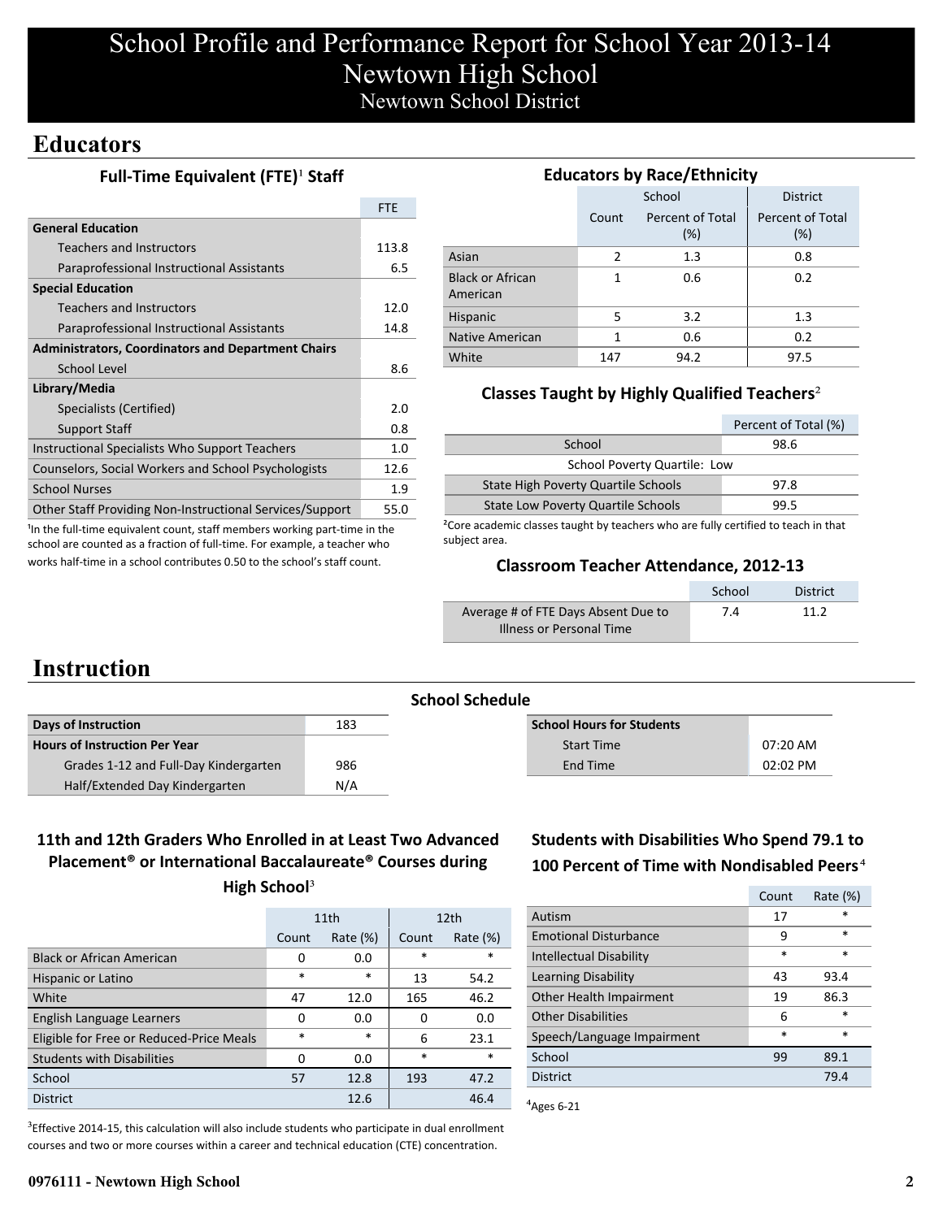# School Profile and Performance Report for School Year 2013-14
# Newtown High School
## Newtown School District

## Educators

### Full-Time Equivalent (FTE)[1] Staff

| | FTE |
|---|---|
| **General Education** | |
| Teachers and Instructors | 113.8 |
| Paraprofessional Instructional Assistants | 6.5 |
| **Special Education** | |
| Teachers and Instructors | 12.0 |
| Paraprofessional Instructional Assistants | 14.8 |
| **Administrators, Coordinators and Department Chairs** | |
| School Level | 8.6 |
| **Library/Media** | |
| Specialists (Certified) | 2.0 |
| Support Staff | 0.8 |
| Instructional Specialists Who Support Teachers | 1.0 |
| Counselors, Social Workers and School Psychologists | 12.6 |
| School Nurses | 1.9 |
| Other Staff Providing Non-Instructional Services/Support | 55.0 |

[1]In the full-time equivalent count, staff members working part-time in the school are counted as a fraction of full-time. For example, a teacher who works half-time in a school contributes 0.50 to the school's staff count.

### Educators by Race/Ethnicity

| | School | | District |
|---|---|---|---|
| | Count | Percent of Total (%) | Percent of Total (%) |
| Asian | 2 | 1.3 | 0.8 |
| Black or African American | 1 | 0.6 | 0.2 |
| Hispanic | 5 | 3.2 | 1.3 |
| Native American | 1 | 0.6 | 0.2 |
| White | 147 | 94.2 | 97.5 |

### Classes Taught by Highly Qualified Teachers[2]

| | Percent of Total (%) |
|---|---|
| School | 98.6 |
| School Poverty Quartile: Low | |
| State High Poverty Quartile Schools | 97.8 |
| State Low Poverty Quartile Schools | 99.5 |

[2]Core academic classes taught by teachers who are fully certified to teach in that subject area.

### Classroom Teacher Attendance, 2012-13

| | School | District |
|---|---|---|
| Average # of FTE Days Absent Due to Illness or Personal Time | 7.4 | 11.2 |

## Instruction

### School Schedule

| | |
|---|---|
| **Days of Instruction** | 183 |
| **Hours of Instruction Per Year** | |
| Grades 1-12 and Full-Day Kindergarten | 986 |
| Half/Extended Day Kindergarten | N/A |

| **School Hours for Students** | |
|---|---|
| Start Time | 07:20 AM |
| End Time | 02:02 PM |

### 11th and 12th Graders Who Enrolled in at Least Two Advanced Placement® or International Baccalaureate® Courses during High School[3]

| | 11th | | 12th | |
|---|---|---|---|---|
| | Count | Rate (%) | Count | Rate (%) |
| Black or African American | 0 | 0.0 | * | * |
| Hispanic or Latino | * | * | 13 | 54.2 |
| White | 47 | 12.0 | 165 | 46.2 |
| English Language Learners | 0 | 0.0 | 0 | 0.0 |
| Eligible for Free or Reduced-Price Meals | * | * | 6 | 23.1 |
| Students with Disabilities | 0 | 0.0 | * | * |
| School | 57 | 12.8 | 193 | 47.2 |
| District | | 12.6 | | 46.4 |

[3]Effective 2014-15, this calculation will also include students who participate in dual enrollment courses and two or more courses within a career and technical education (CTE) concentration.

### Students with Disabilities Who Spend 79.1 to 100 Percent of Time with Nondisabled Peers[4]

| | Count | Rate (%) |
|---|---|---|
| Autism | 17 | * |
| Emotional Disturbance | 9 | * |
| Intellectual Disability | * | * |
| Learning Disability | 43 | 93.4 |
| Other Health Impairment | 19 | 86.3 |
| Other Disabilities | 6 | * |
| Speech/Language Impairment | * | * |
| School | 99 | 89.1 |
| District | | 79.4 |

[4]Ages 6-21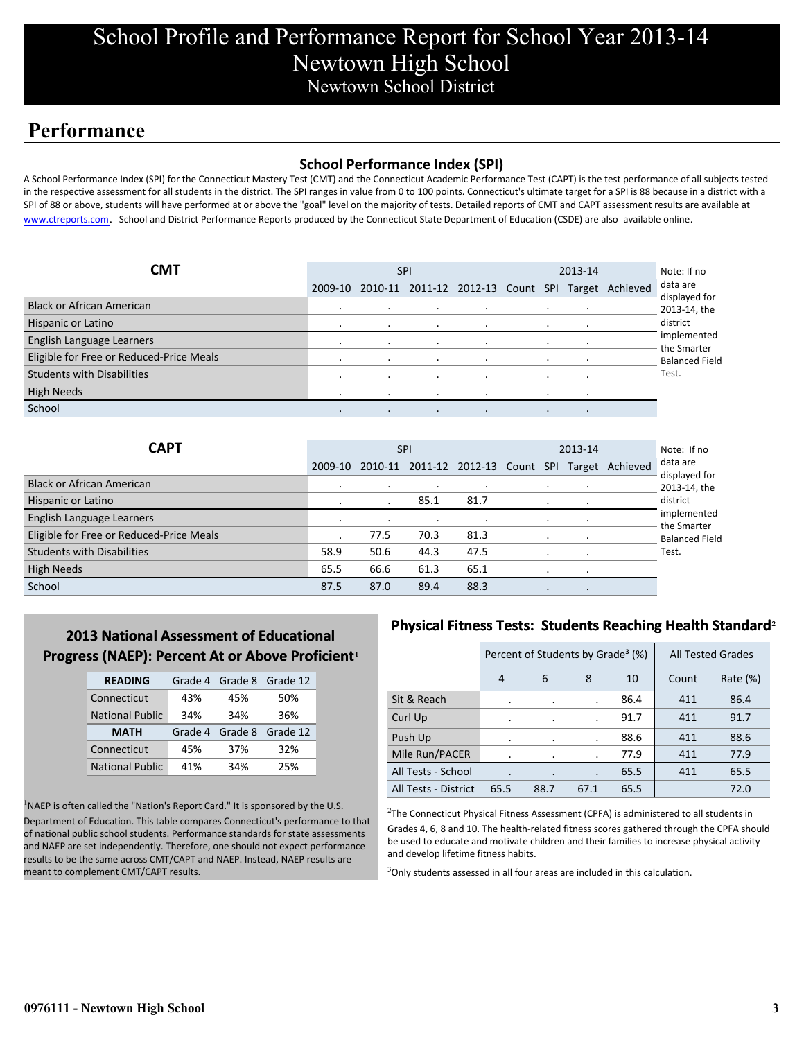# School Profile and Performance Report for School Year 2013-14
# Newtown High School
## Newtown School District

## Performance

### School Performance Index (SPI)

A School Performance Index (SPI) for the Connecticut Mastery Test (CMT) and the Connecticut Academic Performance Test (CAPT) is the test performance of all subjects tested in the respective assessment for all students in the district. The SPI ranges in value from 0 to 100 points. Connecticut's ultimate target for a SPI is 88 because in a district with a SPI of 88 or above, students will have performed at or above the "goal" level on the majority of tests. Detailed reports of CMT and CAPT assessment results are available at www.ctreports.com. School and District Performance Reports produced by the Connecticut State Department of Education (CSDE) are also available online.

| CMT | SPI | | | | 2013-14 | | | |
|---|---|---|---|---|---|---|---|---|
| | 2009-10 | 2010-11 | 2011-12 | 2012-13 | Count | SPI | Target | Achieved |
| Black or African American | . | . | . | . | | . | . | |
| Hispanic or Latino | . | . | . | . | | . | . | |
| English Language Learners | . | . | . | . | | . | . | |
| Eligible for Free or Reduced-Price Meals | . | . | . | . | | . | . | |
| Students with Disabilities | . | . | . | . | | . | . | |
| High Needs | . | . | . | . | | . | . | |
| School | . | . | . | . | | . | . | |

Note: If no data are displayed for 2013-14, the district implemented the Smarter Balanced Field Test.

| CAPT | SPI | | | | 2013-14 | | | |
|---|---|---|---|---|---|---|---|---|
| | 2009-10 | 2010-11 | 2011-12 | 2012-13 | Count | SPI | Target | Achieved |
| Black or African American | . | . | . | . | | . | . | |
| Hispanic or Latino | . | . | 85.1 | 81.7 | | . | . | |
| English Language Learners | . | . | . | . | | . | . | |
| Eligible for Free or Reduced-Price Meals | . | 77.5 | 70.3 | 81.3 | | . | . | |
| Students with Disabilities | 58.9 | 50.6 | 44.3 | 47.5 | | . | . | |
| High Needs | 65.5 | 66.6 | 61.3 | 65.1 | | . | . | |
| School | 87.5 | 87.0 | 89.4 | 88.3 | | . | . | |

Note: If no data are displayed for 2013-14, the district implemented the Smarter Balanced Field Test.

### 2013 National Assessment of Educational Progress (NAEP): Percent At or Above Proficient[1]

| READING | Grade 4 | Grade 8 | Grade 12 |
|---|---|---|---|
| Connecticut | 43% | 45% | 50% |
| National Public | 34% | 34% | 36% |
| **MATH** | **Grade 4** | **Grade 8** | **Grade 12** |
| Connecticut | 45% | 37% | 32% |
| National Public | 41% | 34% | 25% |

[1]NAEP is often called the "Nation's Report Card." It is sponsored by the U.S. Department of Education. This table compares Connecticut's performance to that of national public school students. Performance standards for state assessments and NAEP are set independently. Therefore, one should not expect performance results to be the same across CMT/CAPT and NAEP. Instead, NAEP results are meant to complement CMT/CAPT results.

### Physical Fitness Tests: Students Reaching Health Standard[2]

| | Percent of Students by Grade[3] (%) | | | | All Tested Grades | |
|---|---|---|---|---|---|---|
| | 4 | 6 | 8 | 10 | Count | Rate (%) |
| Sit & Reach | . | . | . | 86.4 | 411 | 86.4 |
| Curl Up | . | . | . | 91.7 | 411 | 91.7 |
| Push Up | . | . | . | 88.6 | 411 | 88.6 |
| Mile Run/PACER | . | . | . | 77.9 | 411 | 77.9 |
| All Tests - School | . | . | . | 65.5 | 411 | 65.5 |
| All Tests - District | 65.5 | 88.7 | 67.1 | 65.5 | | 72.0 |

[2]The Connecticut Physical Fitness Assessment (CPFA) is administered to all students in Grades 4, 6, 8 and 10. The health-related fitness scores gathered through the CPFA should be used to educate and motivate children and their families to increase physical activity and develop lifetime fitness habits.

[3]Only students assessed in all four areas are included in this calculation.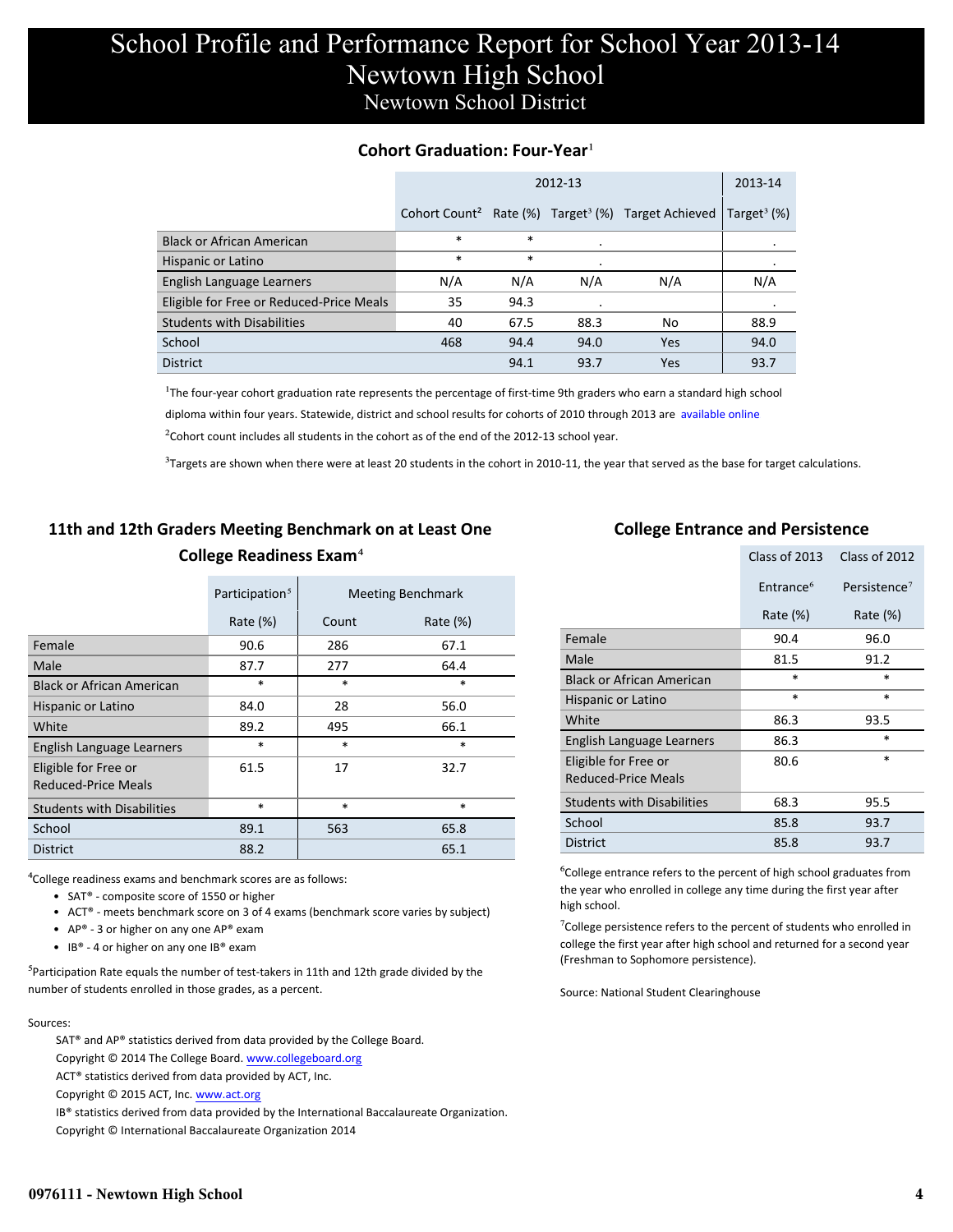# School Profile and Performance Report for School Year 2013-14
# Newtown High School
## Newtown School District

### Cohort Graduation: Four-Year[1]

| | 2012-13 | | | | 2013-14 |
|---|---|---|---|---|---|
| | Cohort Count[2] | Rate (%) | Target[3] (%) | Target Achieved | Target[3] (%) |
| Black or African American | * | * | . | | . |
| Hispanic or Latino | * | * | . | | . |
| English Language Learners | N/A | N/A | N/A | N/A | N/A |
| Eligible for Free or Reduced-Price Meals | 35 | 94.3 | . | | . |
| Students with Disabilities | 40 | 67.5 | 88.3 | No | 88.9 |
| School | 468 | 94.4 | 94.0 | Yes | 94.0 |
| District | | 94.1 | 93.7 | Yes | 93.7 |

[1]The four-year cohort graduation rate represents the percentage of first-time 9th graders who earn a standard high school diploma within four years. Statewide, district and school results for cohorts of 2010 through 2013 are available online

[2]Cohort count includes all students in the cohort as of the end of the 2012-13 school year.

[3]Targets are shown when there were at least 20 students in the cohort in 2010-11, the year that served as the base for target calculations.

### 11th and 12th Graders Meeting Benchmark on at Least One College Readiness Exam[4]

| | Participation[5] | Meeting Benchmark | |
|---|---|---|---|
| | Rate (%) | Count | Rate (%) |
| Female | 90.6 | 286 | 67.1 |
| Male | 87.7 | 277 | 64.4 |
| Black or African American | * | * | * |
| Hispanic or Latino | 84.0 | 28 | 56.0 |
| White | 89.2 | 495 | 66.1 |
| English Language Learners | * | * | * |
| Eligible for Free or Reduced-Price Meals | 61.5 | 17 | 32.7 |
| Students with Disabilities | * | * | * |
| School | 89.1 | 563 | 65.8 |
| District | 88.2 | | 65.1 |

[4]College readiness exams and benchmark scores are as follows:

- SAT® - composite score of 1550 or higher
- ACT® - meets benchmark score on 3 of 4 exams (benchmark score varies by subject)
- AP® - 3 or higher on any one AP® exam
- IB® - 4 or higher on any one IB® exam

[5]Participation Rate equals the number of test-takers in 11th and 12th grade divided by the number of students enrolled in those grades, as a percent.

Sources:

SAT® and AP® statistics derived from data provided by the College Board.
Copyright © 2014 The College Board. www.collegeboard.org
ACT® statistics derived from data provided by ACT, Inc.
Copyright © 2015 ACT, Inc. www.act.org
IB® statistics derived from data provided by the International Baccalaureate Organization.
Copyright © International Baccalaureate Organization 2014

### College Entrance and Persistence

| | Class of 2013 | Class of 2012 |
|---|---|---|
| | Entrance[6] | Persistence[7] |
| | Rate (%) | Rate (%) |
| Female | 90.4 | 96.0 |
| Male | 81.5 | 91.2 |
| Black or African American | * | * |
| Hispanic or Latino | * | * |
| White | 86.3 | 93.5 |
| English Language Learners | 86.3 | * |
| Eligible for Free or Reduced-Price Meals | 80.6 | * |
| Students with Disabilities | 68.3 | 95.5 |
| School | 85.8 | 93.7 |
| District | 85.8 | 93.7 |

[6]College entrance refers to the percent of high school graduates from the year who enrolled in college any time during the first year after high school.

[7]College persistence refers to the percent of students who enrolled in college the first year after high school and returned for a second year (Freshman to Sophomore persistence).

Source: National Student Clearinghouse

0976111 - Newtown High School